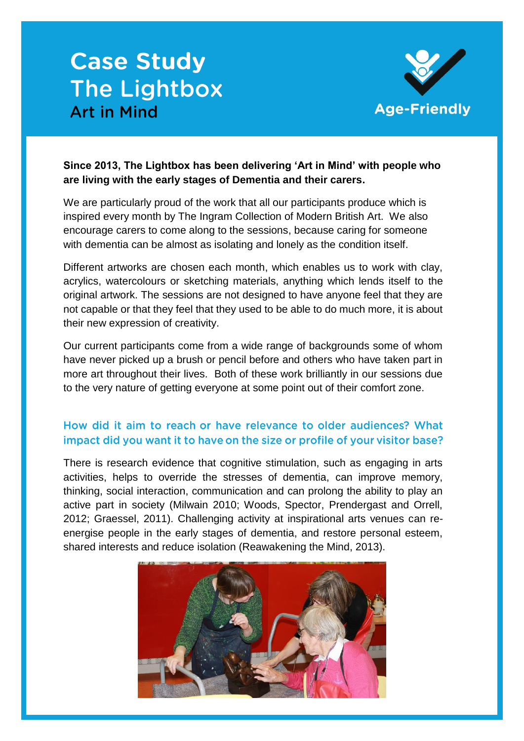# Case Study
# The Lightbox
## Art in Mind

Age-Friendly

**Since 2013, The Lightbox has been delivering 'Art in Mind' with people who are living with the early stages of Dementia and their carers.**

We are particularly proud of the work that all our participants produce which is inspired every month by The Ingram Collection of Modern British Art. We also encourage carers to come along to the sessions, because caring for someone with dementia can be almost as isolating and lonely as the condition itself.

Different artworks are chosen each month, which enables us to work with clay, acrylics, watercolours or sketching materials, anything which lends itself to the original artwork. The sessions are not designed to have anyone feel that they are not capable or that they feel that they used to be able to do much more, it is about their new expression of creativity.

Our current participants come from a wide range of backgrounds some of whom have never picked up a brush or pencil before and others who have taken part in more art throughout their lives. Both of these work brilliantly in our sessions due to the very nature of getting everyone at some point out of their comfort zone.

### How did it aim to reach or have relevance to older audiences? What impact did you want it to have on the size or profile of your visitor base?

There is research evidence that cognitive stimulation, such as engaging in arts activities, helps to override the stresses of dementia, can improve memory, thinking, social interaction, communication and can prolong the ability to play an active part in society (Milwain 2010; Woods, Spector, Prendergast and Orrell, 2012; Graessel, 2011). Challenging activity at inspirational arts venues can re-energise people in the early stages of dementia, and restore personal esteem, shared interests and reduce isolation (Reawakening the Mind, 2013).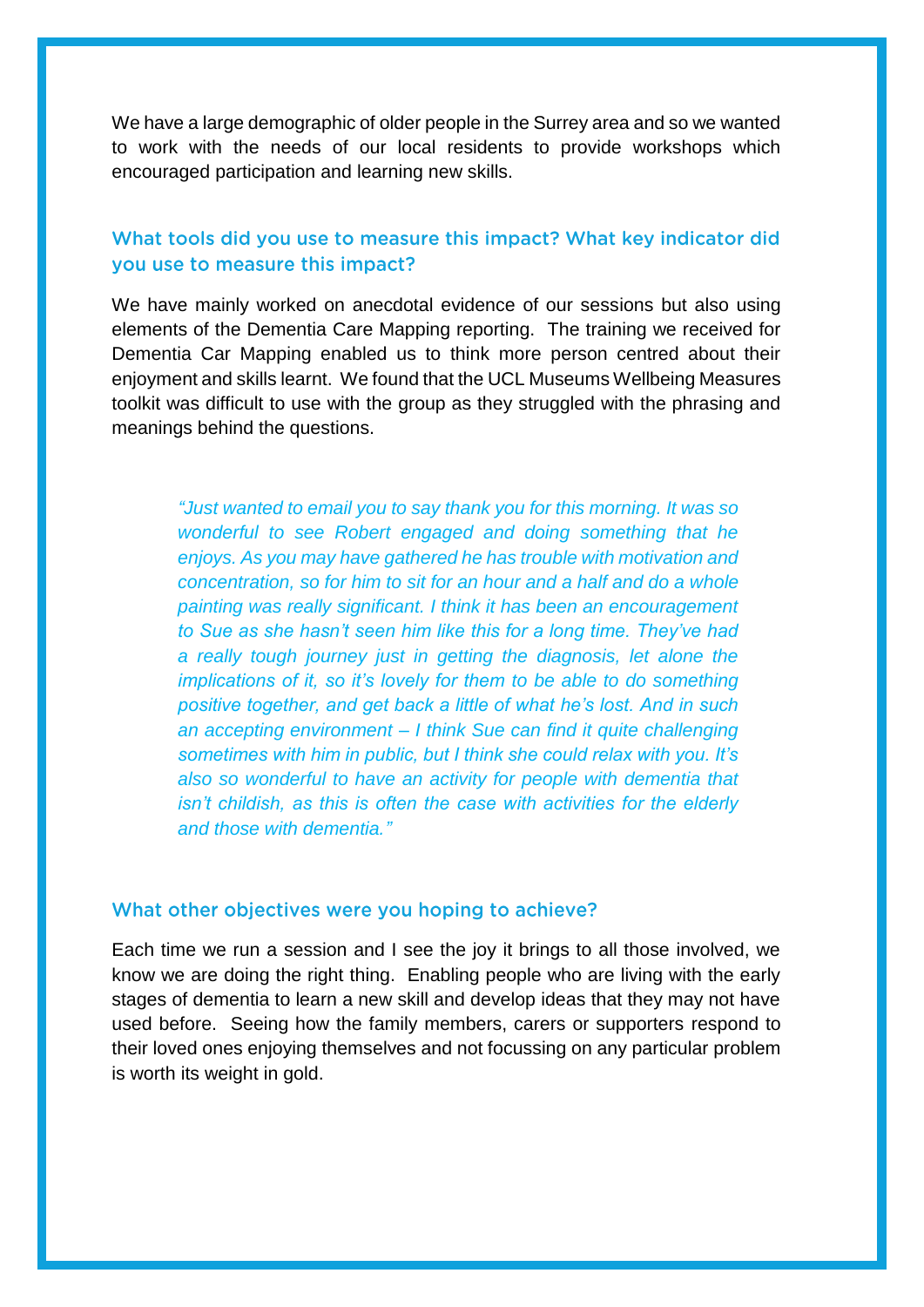We have a large demographic of older people in the Surrey area and so we wanted to work with the needs of our local residents to provide workshops which encouraged participation and learning new skills.

## What tools did you use to measure this impact? What key indicator did you use to measure this impact?

We have mainly worked on anecdotal evidence of our sessions but also using elements of the Dementia Care Mapping reporting. The training we received for Dementia Car Mapping enabled us to think more person centred about their enjoyment and skills learnt. We found that the UCL Museums Wellbeing Measures toolkit was difficult to use with the group as they struggled with the phrasing and meanings behind the questions.

> *"Just wanted to email you to say thank you for this morning. It was so wonderful to see Robert engaged and doing something that he enjoys. As you may have gathered he has trouble with motivation and concentration, so for him to sit for an hour and a half and do a whole painting was really significant. I think it has been an encouragement to Sue as she hasn't seen him like this for a long time. They've had a really tough journey just in getting the diagnosis, let alone the implications of it, so it's lovely for them to be able to do something positive together, and get back a little of what he's lost. And in such an accepting environment – I think Sue can find it quite challenging sometimes with him in public, but I think she could relax with you. It's also so wonderful to have an activity for people with dementia that isn't childish, as this is often the case with activities for the elderly and those with dementia."*

## What other objectives were you hoping to achieve?

Each time we run a session and I see the joy it brings to all those involved, we know we are doing the right thing. Enabling people who are living with the early stages of dementia to learn a new skill and develop ideas that they may not have used before. Seeing how the family members, carers or supporters respond to their loved ones enjoying themselves and not focussing on any particular problem is worth its weight in gold.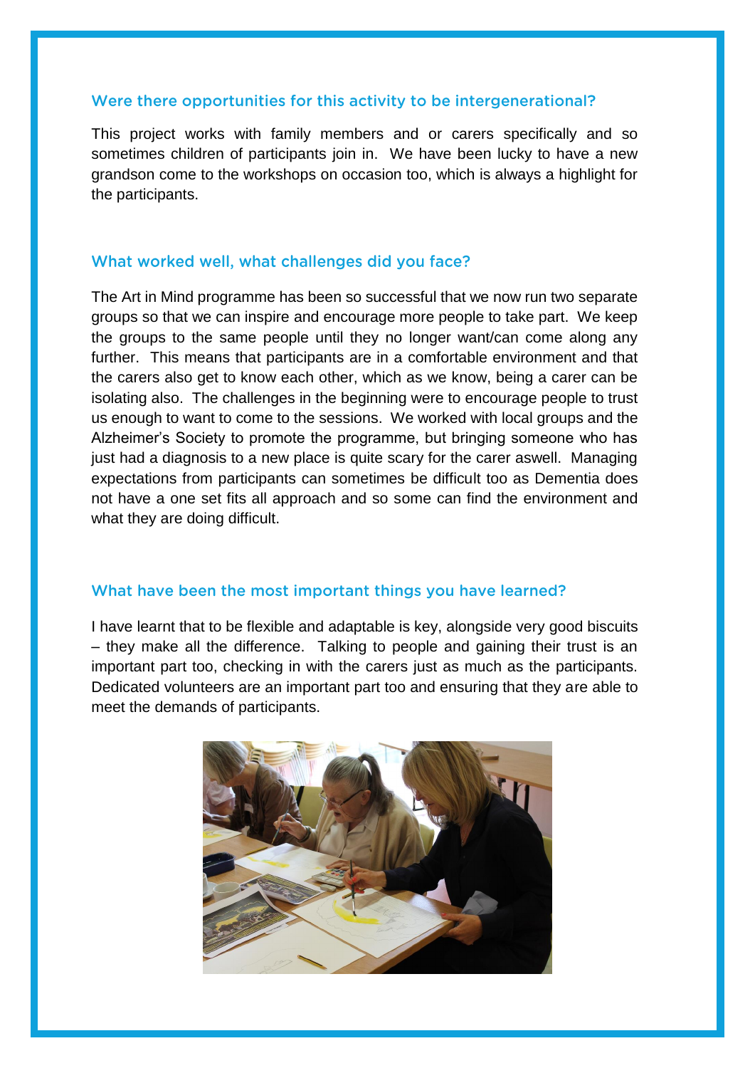## Were there opportunities for this activity to be intergenerational?

This project works with family members and or carers specifically and so sometimes children of participants join in. We have been lucky to have a new grandson come to the workshops on occasion too, which is always a highlight for the participants.

## What worked well, what challenges did you face?

The Art in Mind programme has been so successful that we now run two separate groups so that we can inspire and encourage more people to take part. We keep the groups to the same people until they no longer want/can come along any further. This means that participants are in a comfortable environment and that the carers also get to know each other, which as we know, being a carer can be isolating also. The challenges in the beginning were to encourage people to trust us enough to want to come to the sessions. We worked with local groups and the Alzheimer's Society to promote the programme, but bringing someone who has just had a diagnosis to a new place is quite scary for the carer aswell. Managing expectations from participants can sometimes be difficult too as Dementia does not have a one set fits all approach and so some can find the environment and what they are doing difficult.

## What have been the most important things you have learned?

I have learnt that to be flexible and adaptable is key, alongside very good biscuits – they make all the difference. Talking to people and gaining their trust is an important part too, checking in with the carers just as much as the participants. Dedicated volunteers are an important part too and ensuring that they are able to meet the demands of participants.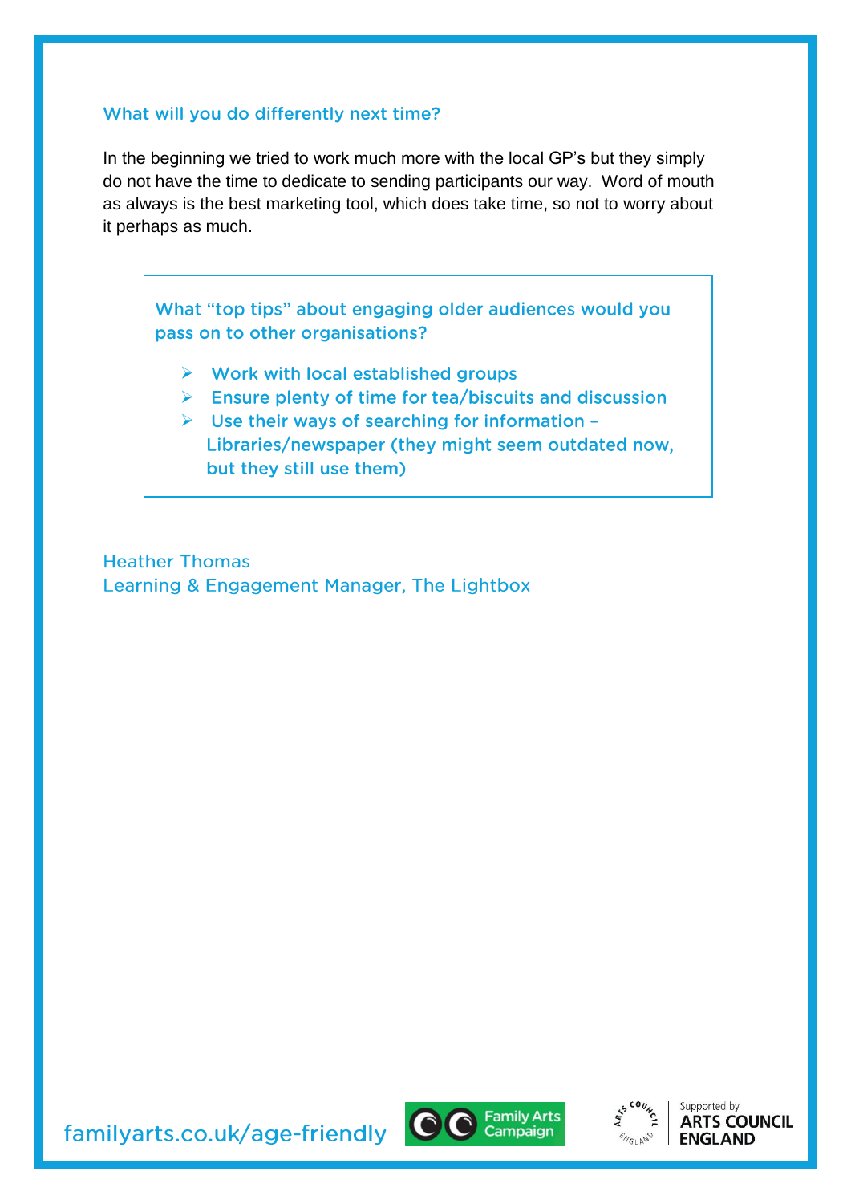### What will you do differently next time?

In the beginning we tried to work much more with the local GP's but they simply do not have the time to dedicate to sending participants our way. Word of mouth as always is the best marketing tool, which does take time, so not to worry about it perhaps as much.

> **What "top tips" about engaging older audiences would you pass on to other organisations?**
>
> - Work with local established groups
> - Ensure plenty of time for tea/biscuits and discussion
> - Use their ways of searching for information – Libraries/newspaper (they might seem outdated now, but they still use them)

Heather Thomas
Learning & Engagement Manager, The Lightbox

familyarts.co.uk/age-friendly

Family Arts Campaign

Supported by ARTS COUNCIL ENGLAND